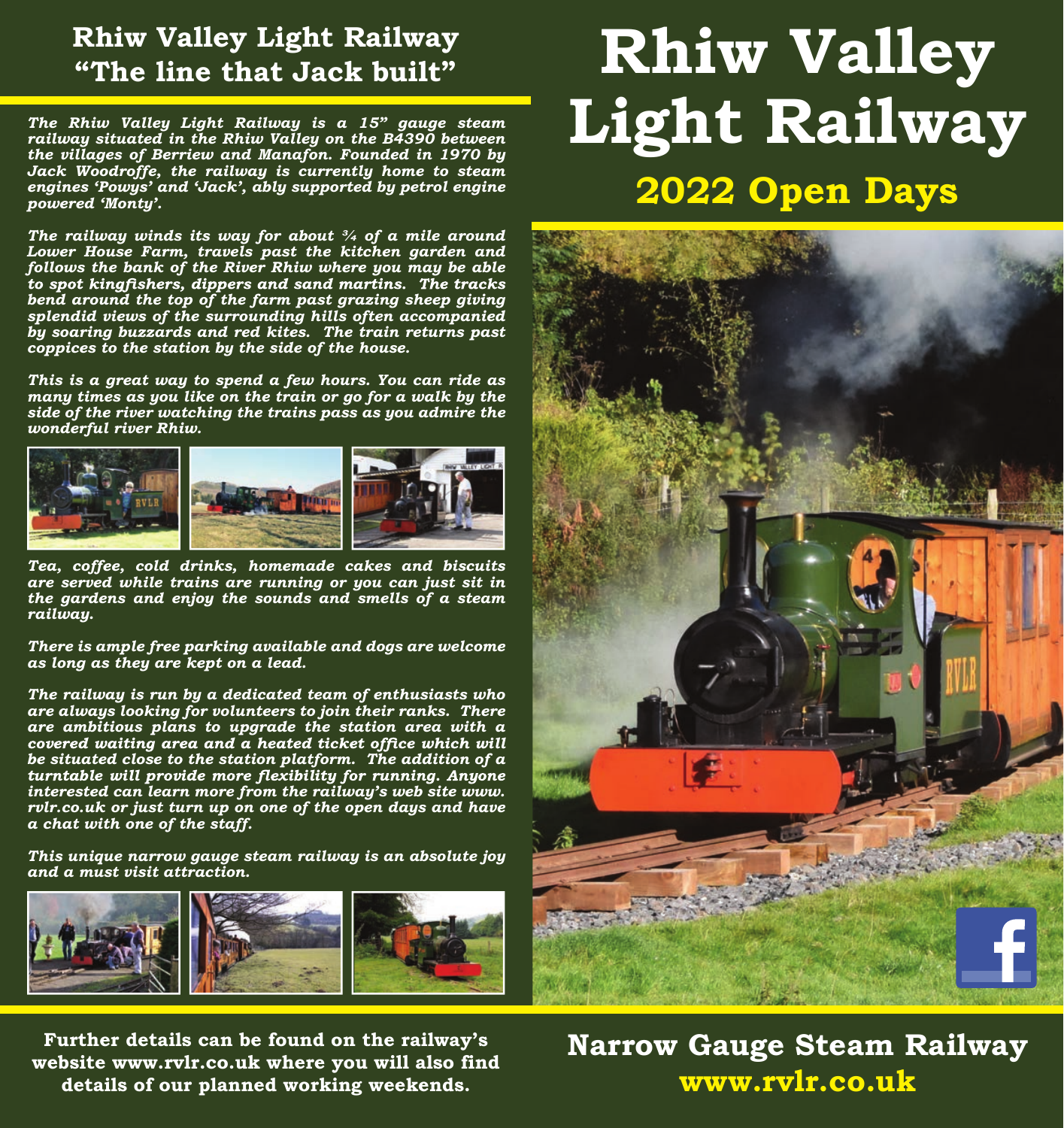# Rhiw Valley Light Railway

## 2022 Open Days

## Rhiw Valley Light Railway
## "The line that Jack built"

*The Rhiw Valley Light Railway is a 15" gauge steam railway situated in the Rhiw Valley on the B4390 between the villages of Berriew and Manafon. Founded in 1970 by Jack Woodroffe, the railway is currently home to steam engines 'Powys' and 'Jack', ably supported by petrol engine powered 'Monty'.*

*The railway winds its way for about ¾ of a mile around Lower House Farm, travels past the kitchen garden and follows the bank of the River Rhiw where you may be able to spot kingfishers, dippers and sand martins. The tracks bend around the top of the farm past grazing sheep giving splendid views of the surrounding hills often accompanied by soaring buzzards and red kites. The train returns past coppices to the station by the side of the house.*

*This is a great way to spend a few hours. You can ride as many times as you like on the train or go for a walk by the side of the river watching the trains pass as you admire the wonderful river Rhiw.*

*Tea, coffee, cold drinks, homemade cakes and biscuits are served while trains are running or you can just sit in the gardens and enjoy the sounds and smells of a steam railway.*

*There is ample free parking available and dogs are welcome as long as they are kept on a lead.*

*The railway is run by a dedicated team of enthusiasts who are always looking for volunteers to join their ranks. There are ambitious plans to upgrade the station area with a covered waiting area and a heated ticket office which will be situated close to the station platform. The addition of a turntable will provide more flexibility for running. Anyone interested can learn more from the railway's web site www.rvlr.co.uk or just turn up on one of the open days and have a chat with one of the staff.*

*This unique narrow gauge steam railway is an absolute joy and a must visit attraction.*

**Further details can be found on the railway's website www.rvlr.co.uk where you will also find details of our planned working weekends.**

**Narrow Gauge Steam Railway**

**www.rvlr.co.uk**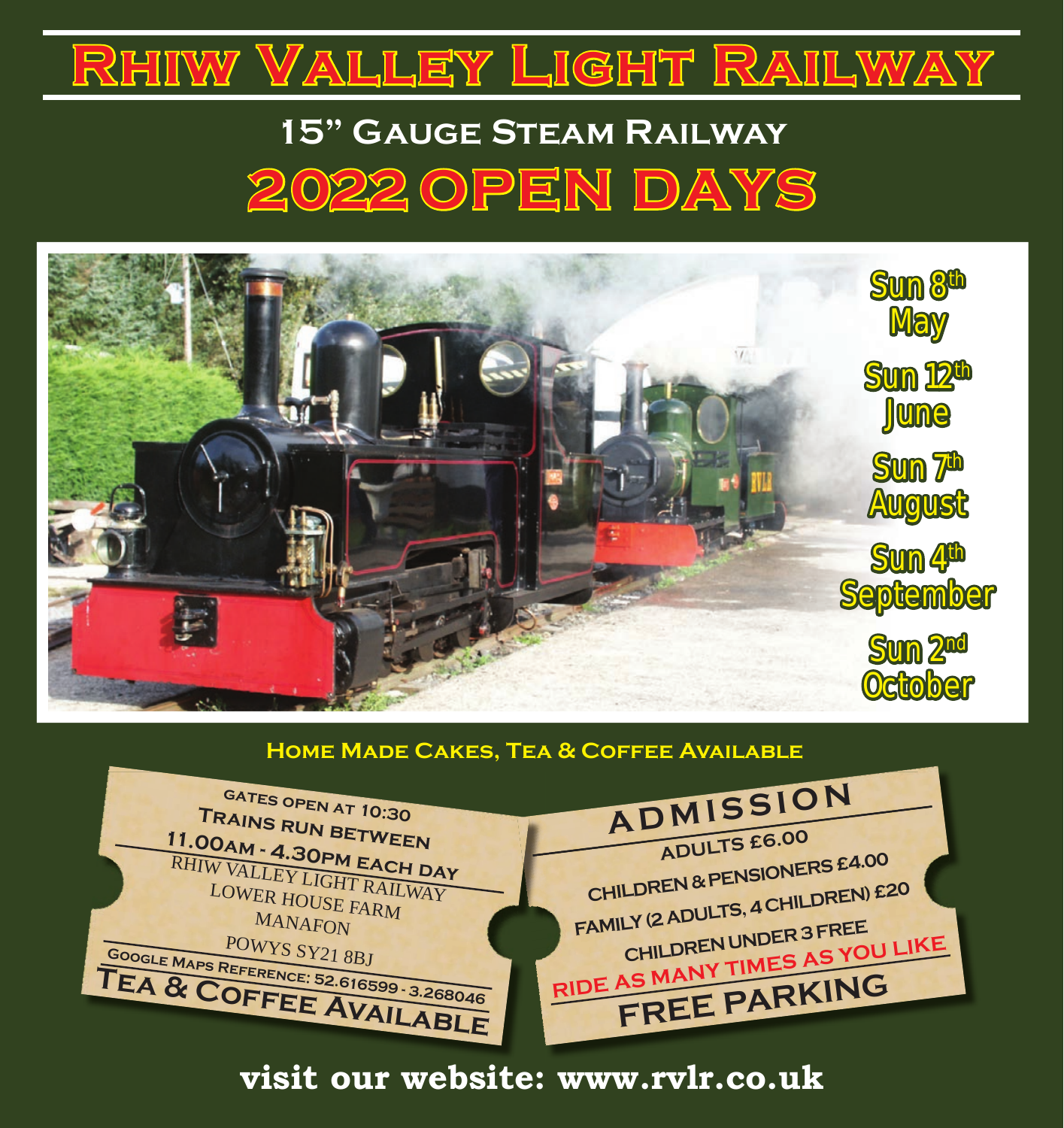# Rhiw Valley Light Railway

## 15" Gauge Steam Railway

## 2022 OPEN DAYS

Sun 8th May

Sun 12th June

Sun 7th August

Sun 4th September

Sun 2nd October

**Home Made Cakes, Tea & Coffee Available**

GATES OPEN AT 10:30

TRAINS RUN BETWEEN

11.00AM - 4.30PM EACH DAY

RHIW VALLEY LIGHT RAILWAY
LOWER HOUSE FARM
MANAFON
POWYS SY21 8BJ

Google Maps Reference: 52.616599 - 3.268046

TEA & COFFEE AVAILABLE

## ADMISSION

ADULTS £6.00

CHILDREN & PENSIONERS £4.00

FAMILY (2 ADULTS, 4 CHILDREN) £20

CHILDREN UNDER 3 FREE

RIDE AS MANY TIMES AS YOU LIKE

FREE PARKING

**visit our website: www.rvlr.co.uk**